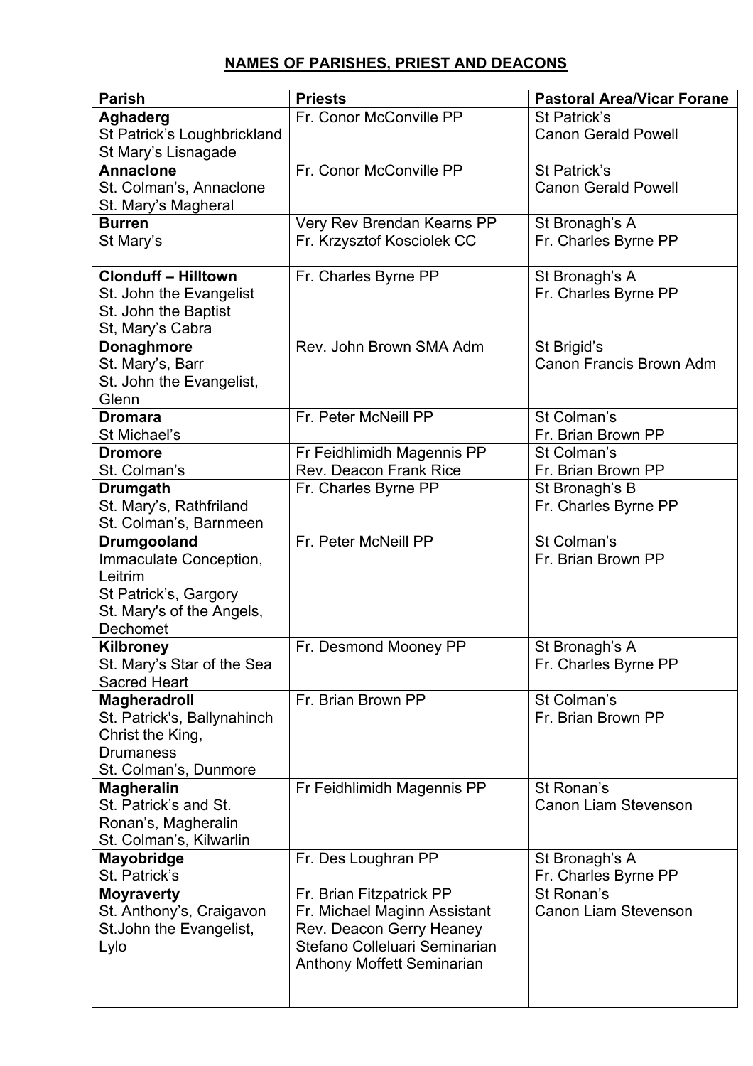## NAMES OF PARISHES, PRIEST AND DEACONS

| Parish | Priests | Pastoral Area/Vicar Forane |
|---|---|---|
| **Aghaderg**<br>St Patrick's Loughbrickland<br>St Mary's Lisnagade | Fr. Conor McConville PP | St Patrick's<br>Canon Gerald Powell |
| **Annaclone**<br>St. Colman's, Annaclone<br>St. Mary's Magheral | Fr. Conor McConville PP | St Patrick's<br>Canon Gerald Powell |
| **Burren**<br>St Mary's | Very Rev Brendan Kearns PP<br>Fr. Krzysztof Kosciolek CC | St Bronagh's A<br>Fr. Charles Byrne PP |
| **Clonduff – Hilltown**<br>St. John the Evangelist<br>St. John the Baptist<br>St, Mary's Cabra | Fr. Charles Byrne PP | St Bronagh's A<br>Fr. Charles Byrne PP |
| **Donaghmore**<br>St. Mary's, Barr<br>St. John the Evangelist, Glenn | Rev. John Brown SMA Adm | St Brigid's<br>Canon Francis Brown Adm |
| **Dromara**<br>St Michael's | Fr. Peter McNeill PP | St Colman's<br>Fr. Brian Brown PP |
| **Dromore**<br>St. Colman's | Fr Feidhlimidh Magennis PP<br>Rev. Deacon Frank Rice | St Colman's<br>Fr. Brian Brown PP |
| **Drumgath**<br>St. Mary's, Rathfriland<br>St. Colman's, Barnmeen | Fr. Charles Byrne PP | St Bronagh's B<br>Fr. Charles Byrne PP |
| **Drumgooland**<br>Immaculate Conception, Leitrim<br>St Patrick's, Gargory<br>St. Mary's of the Angels, Dechomet | Fr. Peter McNeill PP | St Colman's<br>Fr. Brian Brown PP |
| **Kilbroney**<br>St. Mary's Star of the Sea<br>Sacred Heart | Fr. Desmond Mooney PP | St Bronagh's A<br>Fr. Charles Byrne PP |
| **Magheradroll**<br>St. Patrick's, Ballynahinch<br>Christ the King, Drumaness<br>St. Colman's, Dunmore | Fr. Brian Brown PP | St Colman's<br>Fr. Brian Brown PP |
| **Magheralin**<br>St. Patrick's and St. Ronan's, Magheralin<br>St. Colman's, Kilwarlin | Fr Feidhlimidh Magennis PP | St Ronan's<br>Canon Liam Stevenson |
| **Mayobridge**<br>St. Patrick's | Fr. Des Loughran PP | St Bronagh's A<br>Fr. Charles Byrne PP |
| **Moyraverty**<br>St. Anthony's, Craigavon<br>St.John the Evangelist, Lylo | Fr. Brian Fitzpatrick PP<br>Fr. Michael Maginn Assistant<br>Rev. Deacon Gerry Heaney<br>Stefano Colleluari Seminarian<br>Anthony Moffett Seminarian | St Ronan's<br>Canon Liam Stevenson |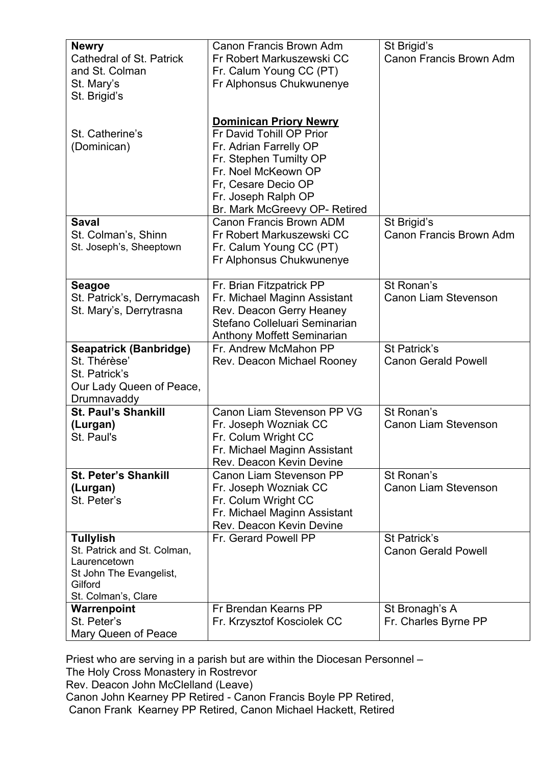| | | |
|---|---|---|
| **Newry**<br>Cathedral of St. Patrick and St. Colman<br>St. Mary's<br>St. Brigid's<br><br>St. Catherine's (Dominican) | Canon Francis Brown Adm<br>Fr Robert Markuszewski CC<br>Fr. Calum Young CC (PT)<br>Fr Alphonsus Chukwunenye<br><br>**Dominican Priory Newry**<br>Fr David Tohill OP Prior<br>Fr. Adrian Farrelly OP<br>Fr. Stephen Tumilty OP<br>Fr. Noel McKeown OP<br>Fr, Cesare Decio OP<br>Fr. Joseph Ralph OP<br>Br. Mark McGreevy OP- Retired | St Brigid's<br>Canon Francis Brown Adm |
| **Saval**<br>St. Colman's, Shinn<br>St. Joseph's, Sheeptown | Canon Francis Brown ADM<br>Fr Robert Markuszewski CC<br>Fr. Calum Young CC (PT)<br>Fr Alphonsus Chukwunenye | St Brigid's<br>Canon Francis Brown Adm |
| **Seagoe**<br>St. Patrick's, Derrymacash<br>St. Mary's, Derrytrasna | Fr. Brian Fitzpatrick PP<br>Fr. Michael Maginn Assistant<br>Rev. Deacon Gerry Heaney<br>Stefano Colleluari Seminarian<br>Anthony Moffett Seminarian | St Ronan's<br>Canon Liam Stevenson |
| **Seapatrick (Banbridge)**<br>St. Thérèse'<br>St. Patrick's<br>Our Lady Queen of Peace, Drumnavaddy | Fr. Andrew McMahon PP<br>Rev. Deacon Michael Rooney | St Patrick's<br>Canon Gerald Powell |
| **St. Paul's Shankill (Lurgan)**<br>St. Paul's | Canon Liam Stevenson PP VG<br>Fr. Joseph Wozniak CC<br>Fr. Colum Wright CC<br>Fr. Michael Maginn Assistant<br>Rev. Deacon Kevin Devine | St Ronan's<br>Canon Liam Stevenson |
| **St. Peter's Shankill (Lurgan)**<br>St. Peter's | Canon Liam Stevenson PP<br>Fr. Joseph Wozniak CC<br>Fr. Colum Wright CC<br>Fr. Michael Maginn Assistant<br>Rev. Deacon Kevin Devine | St Ronan's<br>Canon Liam Stevenson |
| **Tullylish**<br>St. Patrick and St. Colman, Laurencetown<br>St John The Evangelist, Gilford<br>St. Colman's, Clare | Fr. Gerard Powell PP | St Patrick's<br>Canon Gerald Powell |
| **Warrenpoint**<br>St. Peter's<br>Mary Queen of Peace | Fr Brendan Kearns PP<br>Fr. Krzysztof Kosciolek CC | St Bronagh's A<br>Fr. Charles Byrne PP |

Priest who are serving in a parish but are within the Diocesan Personnel –
The Holy Cross Monastery in Rostrevor
Rev. Deacon John McClelland (Leave)
Canon John Kearney PP Retired - Canon Francis Boyle PP Retired,
Canon Frank Kearney PP Retired, Canon Michael Hackett, Retired